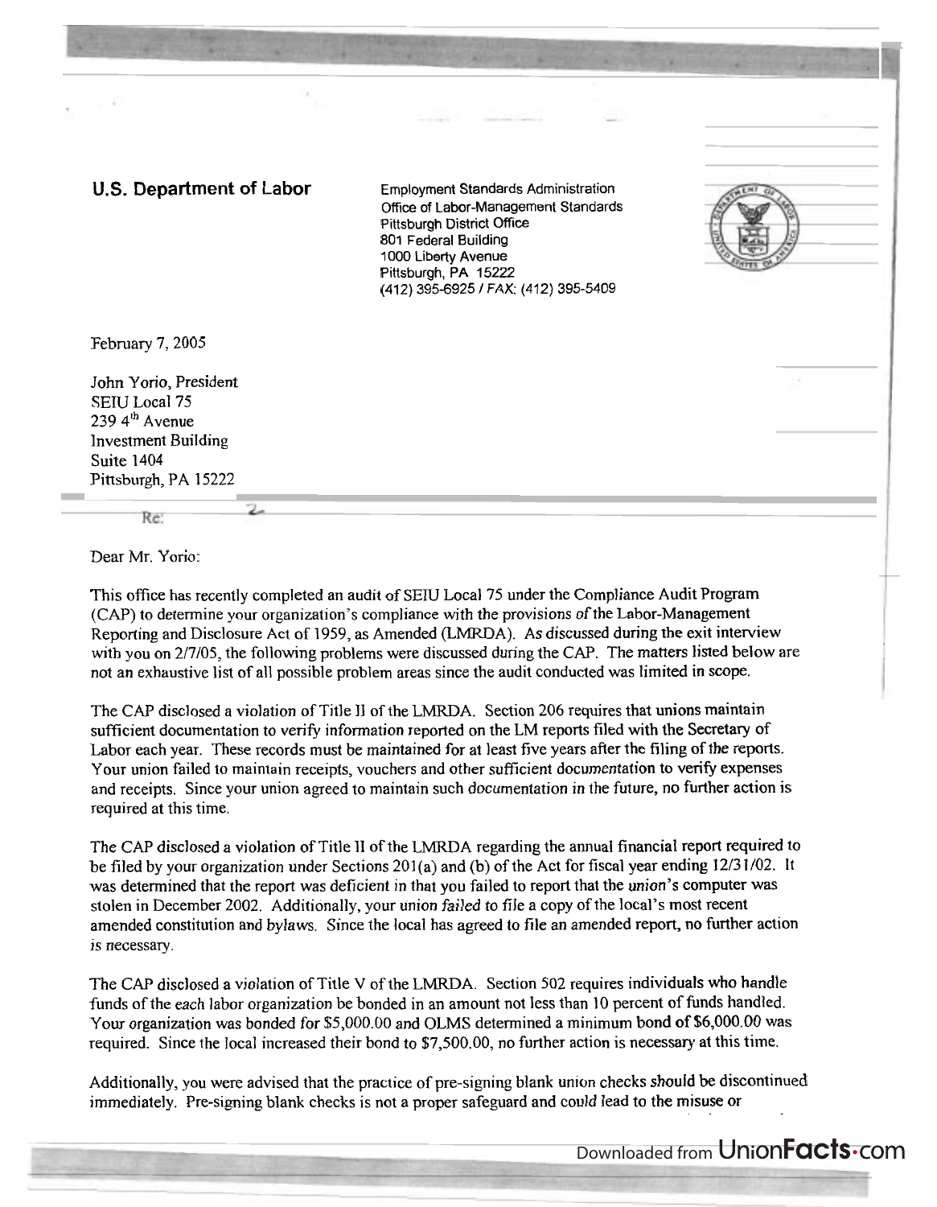**U.S. Department of Labor**

Employment Standards Administration
Office of Labor-Management Standards
Pittsburgh District Office
801 Federal Building
1000 Liberty Avenue
Pittsburgh, PA 15222
(412) 395-6925 / FAX: (412) 395-5409

February 7, 2005

John Yorio, President
SEIU Local 75
239 4th Avenue
Investment Building
Suite 1404
Pittsburgh, PA 15222

Re:

Dear Mr. Yorio:

This office has recently completed an audit of SEIU Local 75 under the Compliance Audit Program (CAP) to determine your organization's compliance with the provisions of the Labor-Management Reporting and Disclosure Act of 1959, as Amended (LMRDA). As discussed during the exit interview with you on 2/7/05, the following problems were discussed during the CAP. The matters listed below are not an exhaustive list of all possible problem areas since the audit conducted was limited in scope.

The CAP disclosed a violation of Title II of the LMRDA. Section 206 requires that unions maintain sufficient documentation to verify information reported on the LM reports filed with the Secretary of Labor each year. These records must be maintained for at least five years after the filing of the reports. Your union failed to maintain receipts, vouchers and other sufficient documentation to verify expenses and receipts. Since your union agreed to maintain such documentation in the future, no further action is required at this time.

The CAP disclosed a violation of Title II of the LMRDA regarding the annual financial report required to be filed by your organization under Sections 201(a) and (b) of the Act for fiscal year ending 12/31/02. It was determined that the report was deficient in that you failed to report that the union's computer was stolen in December 2002. Additionally, your union failed to file a copy of the local's most recent amended constitution and bylaws. Since the local has agreed to file an amended report, no further action is necessary.

The CAP disclosed a violation of Title V of the LMRDA. Section 502 requires individuals who handle funds of the each labor organization be bonded in an amount not less than 10 percent of funds handled. Your organization was bonded for $5,000.00 and OLMS determined a minimum bond of $6,000.00 was required. Since the local increased their bond to $7,500.00, no further action is necessary at this time.

Additionally, you were advised that the practice of pre-signing blank union checks should be discontinued immediately. Pre-signing blank checks is not a proper safeguard and could lead to the misuse or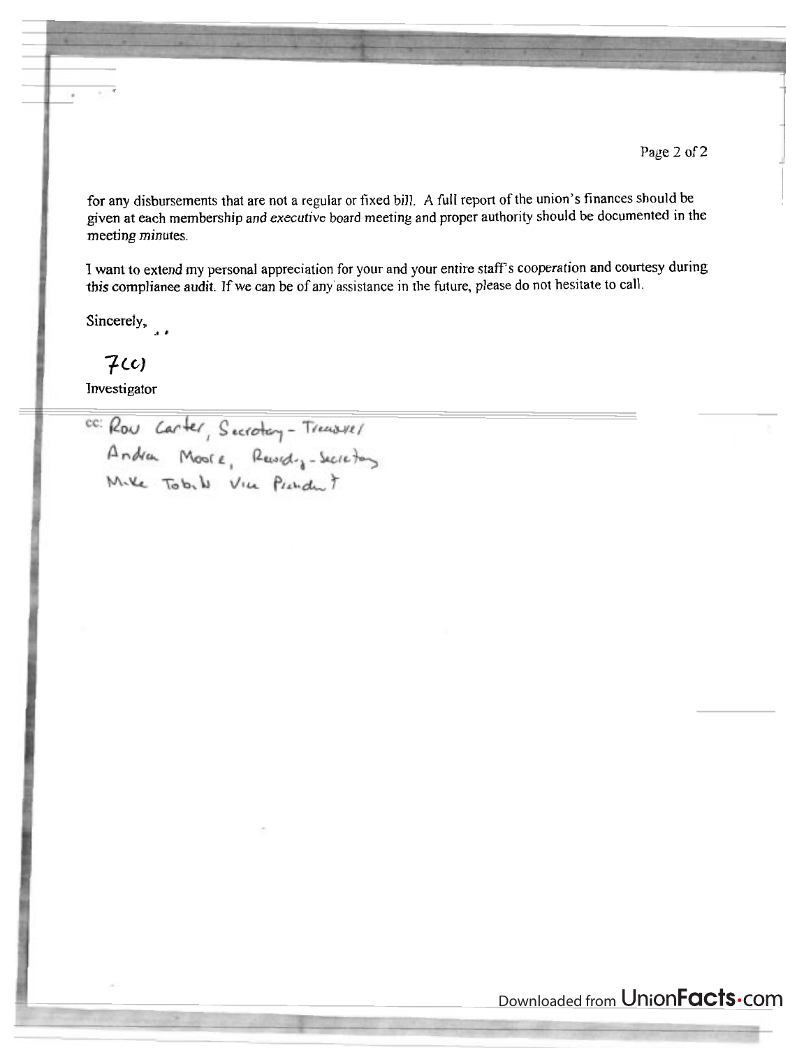for any disbursements that are not a regular or fixed bill. A full report of the union's finances should be given at each membership and executive board meeting and proper authority should be documented in the meeting minutes.

I want to extend my personal appreciation for your and your entire staff's cooperation and courtesy during this compliance audit. If we can be of any assistance in the future, please do not hesitate to call.

Sincerely,

7(c)

Investigator

cc: Ron Carter, Secretary-Treasurer
Andrea Moore, Recording-Secretary
Mike Tobin Vice President

Downloaded from UnionFacts.com